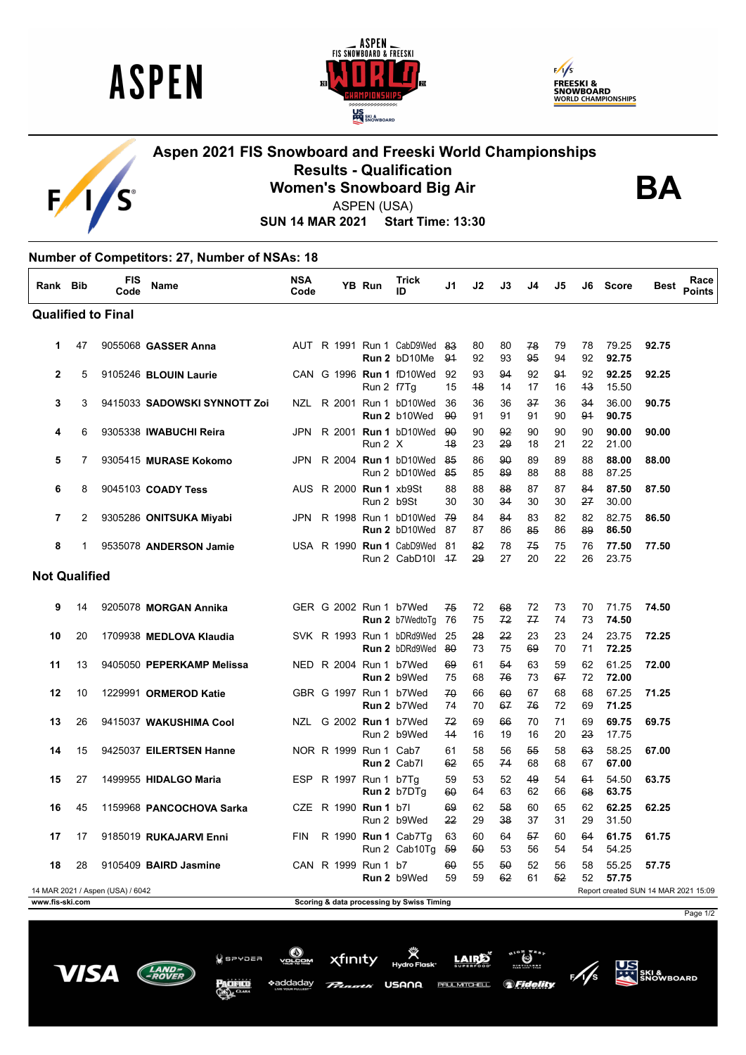# Aspen 2021 FIS Snowboard and Freeski World Championships

## Results - Qualification

## Women's Snowboard Big Air

**BA**

ASPEN (USA)

**SUN 14 MAR 2021 Start Time: 13:30**

**Number of Competitors: 27, Number of NSAs: 18**

| Rank | Bib | FIS Code | Name | NSA Code | YB | Run | Trick ID | J1 | J2 | J3 | J4 | J5 | J6 | Score | Best | Race Points |
|---|---|---|---|---|---|---|---|---|---|---|---|---|---|---|---|---|
| **Qualified to Final** | | | | | | | | | | | | | | | | |
| 1 | 47 | 9055068 | **GASSER Anna** | AUT | R 1991 | Run 1 | CabD9Wed | ~~83~~ | 80 | 80 | ~~78~~ | 79 | 78 | 79.25 | **92.75** | |
| | | | | | | **Run 2** | bD10Me | ~~91~~ | 92 | 93 | ~~95~~ | 94 | 92 | **92.75** | | |
| 2 | 5 | 9105246 | **BLOUIN Laurie** | CAN | G 1996 | **Run 1** | fD10Wed | 92 | 93 | ~~94~~ | 92 | ~~91~~ | 92 | **92.25** | **92.25** | |
| | | | | | | Run 2 | f7Tg | 15 | ~~18~~ | 14 | 17 | 16 | ~~13~~ | 15.50 | | |
| 3 | 3 | 9415033 | **SADOWSKI SYNNOTT Zoi** | NZL | R 2001 | Run 1 | bD10Wed | 36 | 36 | 36 | ~~37~~ | 36 | ~~34~~ | 36.00 | **90.75** | |
| | | | | | | **Run 2** | b10Wed | ~~90~~ | 91 | 91 | 91 | 90 | ~~91~~ | **90.75** | | |
| 4 | 6 | 9305338 | **IWABUCHI Reira** | JPN | R 2001 | **Run 1** | bD10Wed | ~~90~~ | 90 | ~~92~~ | 90 | 90 | 90 | **90.00** | **90.00** | |
| | | | | | | Run 2 | X | ~~18~~ | 23 | ~~29~~ | 18 | 21 | 22 | 21.00 | | |
| 5 | 7 | 9305415 | **MURASE Kokomo** | JPN | R 2004 | **Run 1** | bD10Wed | ~~85~~ | 86 | ~~90~~ | 89 | 89 | 88 | **88.00** | **88.00** | |
| | | | | | | Run 2 | bD10Wed | ~~85~~ | 85 | ~~89~~ | 88 | 88 | 88 | 87.25 | | |
| 6 | 8 | 9045103 | **COADY Tess** | AUS | R 2000 | **Run 1** | xb9St | 88 | 88 | ~~88~~ | 87 | 87 | ~~84~~ | **87.50** | **87.50** | |
| | | | | | | Run 2 | b9St | 30 | 30 | ~~34~~ | 30 | 30 | ~~27~~ | 30.00 | | |
| 7 | 2 | 9305286 | **ONITSUKA Miyabi** | JPN | R 1998 | Run 1 | bD10Wed | ~~79~~ | 84 | ~~84~~ | 83 | 82 | 82 | 82.75 | **86.50** | |
| | | | | | | **Run 2** | bD10Wed | 87 | 87 | 86 | ~~85~~ | 86 | ~~89~~ | **86.50** | | |
| 8 | 1 | 9535078 | **ANDERSON Jamie** | USA | R 1990 | **Run 1** | CabD9Wed | 81 | ~~82~~ | 78 | ~~75~~ | 75 | 76 | **77.50** | **77.50** | |
| | | | | | | Run 2 | CabD10I | ~~17~~ | ~~29~~ | 27 | 20 | 22 | 26 | 23.75 | | |
| **Not Qualified** | | | | | | | | | | | | | | | | |
| 9 | 14 | 9205078 | **MORGAN Annika** | GER | G 2002 | Run 1 | b7Wed | ~~75~~ | 72 | ~~68~~ | 72 | 73 | 70 | 71.75 | **74.50** | |
| | | | | | | **Run 2** | b7WedtoTg | 76 | 75 | ~~72~~ | ~~77~~ | 74 | 73 | **74.50** | | |
| 10 | 20 | 1709938 | **MEDLOVA Klaudia** | SVK | R 1993 | Run 1 | bDRd9Wed | 25 | ~~28~~ | ~~22~~ | 23 | 23 | 24 | 23.75 | **72.25** | |
| | | | | | | **Run 2** | bDRd9Wed | ~~80~~ | 73 | 75 | ~~69~~ | 70 | 71 | **72.25** | | |
| 11 | 13 | 9405050 | **PEPERKAMP Melissa** | NED | R 2004 | Run 1 | b7Wed | ~~69~~ | 61 | ~~54~~ | 63 | 59 | 62 | 61.25 | **72.00** | |
| | | | | | | **Run 2** | b9Wed | 75 | 68 | ~~76~~ | 73 | ~~67~~ | 72 | **72.00** | | |
| 12 | 10 | 1229991 | **ORMEROD Katie** | GBR | G 1997 | Run 1 | b7Wed | ~~70~~ | 66 | ~~60~~ | 67 | 68 | 68 | 67.25 | **71.25** | |
| | | | | | | **Run 2** | b7Wed | 74 | 70 | ~~67~~ | ~~76~~ | 72 | 69 | **71.25** | | |
| 13 | 26 | 9415037 | **WAKUSHIMA Cool** | NZL | G 2002 | **Run 1** | b7Wed | ~~72~~ | 69 | ~~66~~ | 70 | 71 | 69 | **69.75** | **69.75** | |
| | | | | | | Run 2 | b9Wed | ~~14~~ | 16 | 19 | 16 | 20 | ~~23~~ | 17.75 | | |
| 14 | 15 | 9425037 | **EILERTSEN Hanne** | NOR | R 1999 | Run 1 | Cab7 | 61 | 58 | 56 | ~~55~~ | 58 | ~~63~~ | 58.25 | **67.00** | |
| | | | | | | **Run 2** | Cab7I | ~~62~~ | 65 | ~~74~~ | 68 | 68 | 67 | **67.00** | | |
| 15 | 27 | 1499955 | **HIDALGO Maria** | ESP | R 1997 | Run 1 | b7Tg | 59 | 53 | 52 | ~~49~~ | 54 | ~~61~~ | 54.50 | **63.75** | |
| | | | | | | **Run 2** | b7DTg | ~~60~~ | 64 | 63 | 62 | 66 | ~~68~~ | **63.75** | | |
| 16 | 45 | 1159968 | **PANCOCHOVA Sarka** | CZE | R 1990 | **Run 1** | b7I | ~~69~~ | 62 | ~~58~~ | 60 | 65 | 62 | **62.25** | **62.25** | |
| | | | | | | Run 2 | b9Wed | ~~22~~ | 29 | ~~38~~ | 37 | 31 | 29 | 31.50 | | |
| 17 | 17 | 9185019 | **RUKAJARVI Enni** | FIN | R 1990 | **Run 1** | Cab7Tg | 63 | 60 | 64 | ~~57~~ | 60 | ~~64~~ | **61.75** | **61.75** | |
| | | | | | | Run 2 | Cab10Tg | ~~59~~ | ~~50~~ | 53 | 56 | 54 | 54 | 54.25 | | |
| 18 | 28 | 9105409 | **BAIRD Jasmine** | CAN | R 1999 | Run 1 | b7 | ~~60~~ | 55 | ~~50~~ | 52 | 56 | 58 | 55.25 | **57.75** | |
| | | | | | | **Run 2** | b9Wed | 59 | 59 | ~~62~~ | 61 | ~~52~~ | 52 | **57.75** | | |

14 MAR 2021 / Aspen (USA) / 6042 — Report created SUN 14 MAR 2021 15:09

www.fis-ski.com — Scoring & data processing by Swiss Timing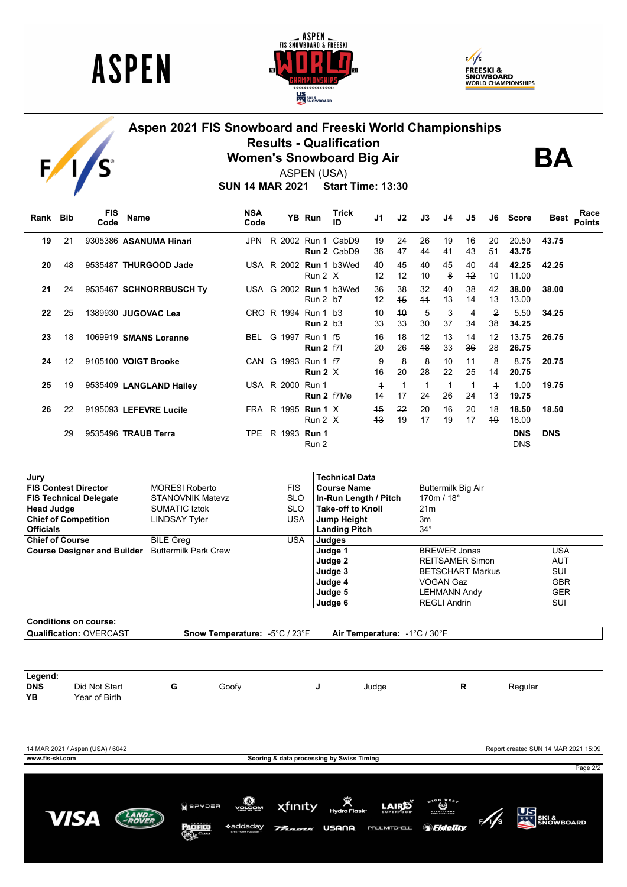# Aspen 2021 FIS Snowboard and Freeski World Championships

## Results - Qualification

## Women's Snowboard Big Air

ASPEN (USA)

**SUN 14 MAR 2021 Start Time: 13:30**

**BA**

| Rank | Bib | FIS Code | Name | NSA Code | | YB | Run | Trick ID | J1 | J2 | J3 | J4 | J5 | J6 | Score | Best | Race Points |
|---|---|---|---|---|---|---|---|---|---|---|---|---|---|---|---|---|---|
| 19 | 21 | 9305386 | **ASANUMA Hinari** | JPN | R | 2002 | Run 1 | CabD9 | 19 | 24 | ~~26~~ | 19 | ~~16~~ | 20 | 20.50 | **43.75** | |
| | | | | | | | **Run 2** | CabD9 | ~~36~~ | 47 | 44 | 41 | 43 | ~~51~~ | **43.75** | | |
| 20 | 48 | 9535487 | **THURGOOD Jade** | USA | R | 2002 | **Run 1** | b3Wed | ~~40~~ | 45 | 40 | ~~45~~ | 40 | 44 | **42.25** | **42.25** | |
| | | | | | | | Run 2 | X | 12 | 12 | 10 | ~~8~~ | ~~12~~ | 10 | 11.00 | | |
| 21 | 24 | 9535467 | **SCHNORRBUSCH Ty** | USA | G | 2002 | **Run 1** | b3Wed | 36 | 38 | ~~32~~ | 40 | 38 | ~~42~~ | **38.00** | **38.00** | |
| | | | | | | | Run 2 | b7 | 12 | ~~15~~ | ~~11~~ | 13 | 14 | 13 | 13.00 | | |
| 22 | 25 | 1389930 | **JUGOVAC Lea** | CRO | R | 1994 | Run 1 | b3 | 10 | ~~10~~ | 5 | 3 | 4 | ~~2~~ | 5.50 | **34.25** | |
| | | | | | | | **Run 2** | b3 | 33 | 33 | ~~30~~ | 37 | 34 | ~~38~~ | **34.25** | | |
| 23 | 18 | 1069919 | **SMANS Loranne** | BEL | G | 1997 | Run 1 | f5 | 16 | ~~18~~ | ~~12~~ | 13 | 14 | 12 | 13.75 | **26.75** | |
| | | | | | | | **Run 2** | f7l | 20 | 26 | ~~18~~ | 33 | ~~36~~ | 28 | **26.75** | | |
| 24 | 12 | 9105100 | **VOIGT Brooke** | CAN | G | 1993 | Run 1 | f7 | 9 | ~~8~~ | 8 | 10 | ~~11~~ | 8 | 8.75 | **20.75** | |
| | | | | | | | **Run 2** | X | 16 | 20 | ~~28~~ | 22 | 25 | ~~14~~ | **20.75** | | |
| 25 | 19 | 9535409 | **LANGLAND Hailey** | USA | R | 2000 | Run 1 | | ~~1~~ | 1 | 1 | 1 | 1 | ~~1~~ | 1.00 | **19.75** | |
| | | | | | | | **Run 2** | f7Me | 14 | 17 | 24 | ~~26~~ | 24 | ~~13~~ | **19.75** | | |
| 26 | 22 | 9195093 | **LEFEVRE Lucile** | FRA | R | 1995 | **Run 1** | X | ~~15~~ | ~~22~~ | 20 | 16 | 20 | 18 | **18.50** | **18.50** | |
| | | | | | | | Run 2 | X | ~~13~~ | 19 | 17 | 19 | 17 | ~~19~~ | 18.00 | | |
| | 29 | 9535496 | **TRAUB Terra** | TPE | R | 1993 | **Run 1** | | | | | | | | **DNS** | **DNS** | |
| | | | | | | | Run 2 | | | | | | | | DNS | | |

| Jury | | |
|---|---|---|
| **FIS Contest Director** | MORESI Roberto | FIS |
| **FIS Technical Delegate** | STANOVNIK Matevz | SLO |
| **Head Judge** | SUMATIC Iztok | SLO |
| **Chief of Competition** | LINDSAY Tyler | USA |
| **Officials** | | |
| **Chief of Course** | BILE Greg | USA |
| **Course Designer and Builder** | Buttermilk Park Crew | |

| Technical Data | | |
|---|---|---|
| **Course Name** | Buttermilk Big Air | |
| **In-Run Length / Pitch** | 170m / 18° | |
| **Take-off to Knoll** | 21m | |
| **Jump Height** | 3m | |
| **Landing Pitch** | 34° | |
| **Judges** | | |
| **Judge 1** | BREWER Jonas | USA |
| **Judge 2** | REITSAMER Simon | AUT |
| **Judge 3** | BETSCHART Markus | SUI |
| **Judge 4** | VOGAN Gaz | GBR |
| **Judge 5** | LEHMANN Andy | GER |
| **Judge 6** | REGLI Andrin | SUI |

**Conditions on course:**

**Qualification:** OVERCAST | **Snow Temperature:** -5°C / 23°F | **Air Temperature:** -1°C / 30°F

| Legend: | | | | | | | |
|---|---|---|---|---|---|---|---|
| **DNS** | Did Not Start | **G** | Goofy | **J** | Judge | **R** | Regular |
| **YB** | Year of Birth | | | | | | |

14 MAR 2021 / Aspen (USA) / 6042

Report created SUN 14 MAR 2021 15:09

www.fis-ski.com

Scoring & data processing by Swiss Timing